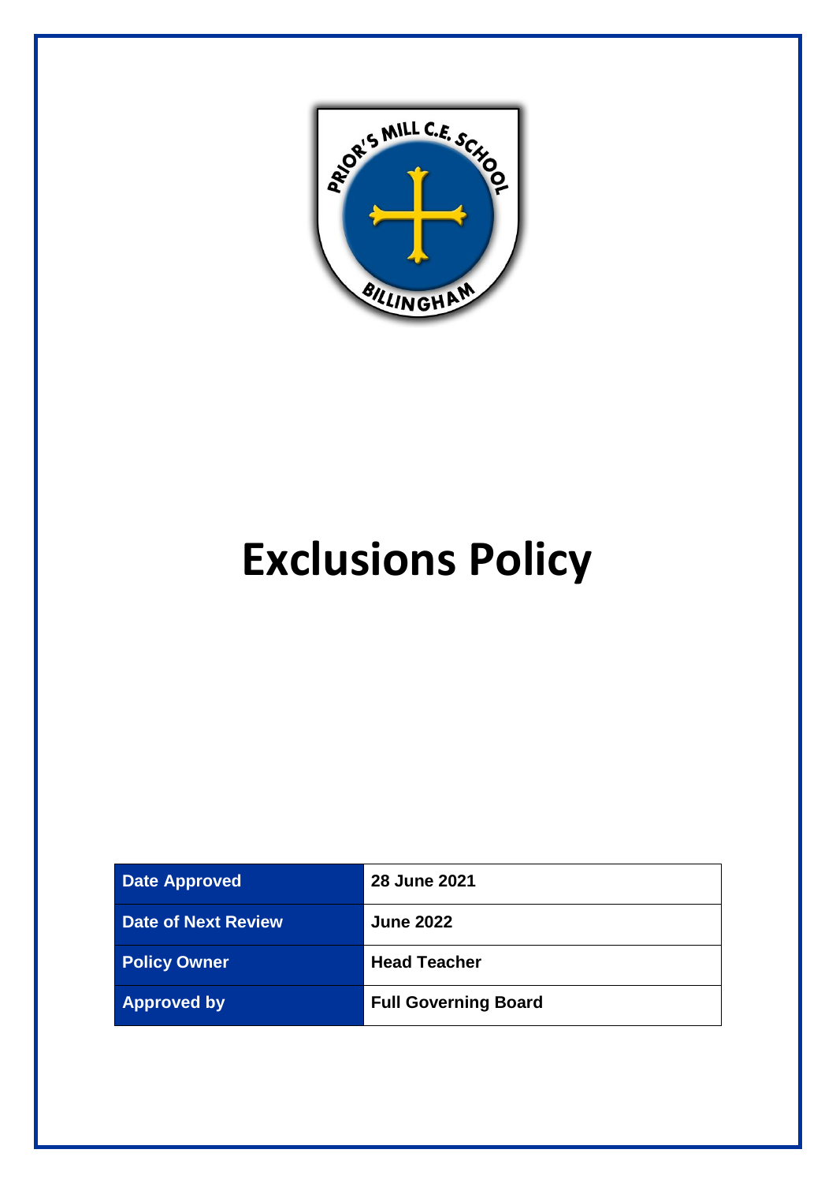# Exclusions Policy

| Date Approved | 28 June 2021 |
|---|---|
| Date of Next Review | June 2022 |
| Policy Owner | Head Teacher |
| Approved by | Full Governing Board |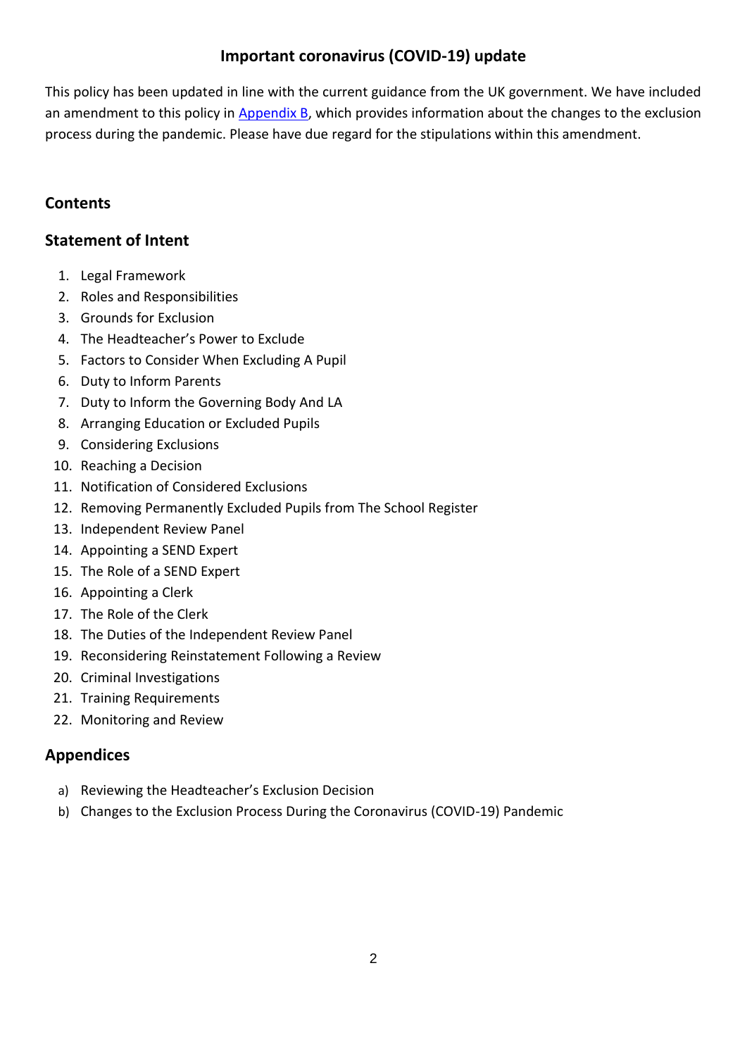**Important coronavirus (COVID-19) update**

This policy has been updated in line with the current guidance from the UK government. We have included an amendment to this policy in Appendix B, which provides information about the changes to the exclusion process during the pandemic. Please have due regard for the stipulations within this amendment.

## Contents

## Statement of Intent

1. Legal Framework
2. Roles and Responsibilities
3. Grounds for Exclusion
4. The Headteacher's Power to Exclude
5. Factors to Consider When Excluding A Pupil
6. Duty to Inform Parents
7. Duty to Inform the Governing Body And LA
8. Arranging Education or Excluded Pupils
9. Considering Exclusions
10. Reaching a Decision
11. Notification of Considered Exclusions
12. Removing Permanently Excluded Pupils from The School Register
13. Independent Review Panel
14. Appointing a SEND Expert
15. The Role of a SEND Expert
16. Appointing a Clerk
17. The Role of the Clerk
18. The Duties of the Independent Review Panel
19. Reconsidering Reinstatement Following a Review
20. Criminal Investigations
21. Training Requirements
22. Monitoring and Review

## Appendices

a) Reviewing the Headteacher's Exclusion Decision
b) Changes to the Exclusion Process During the Coronavirus (COVID-19) Pandemic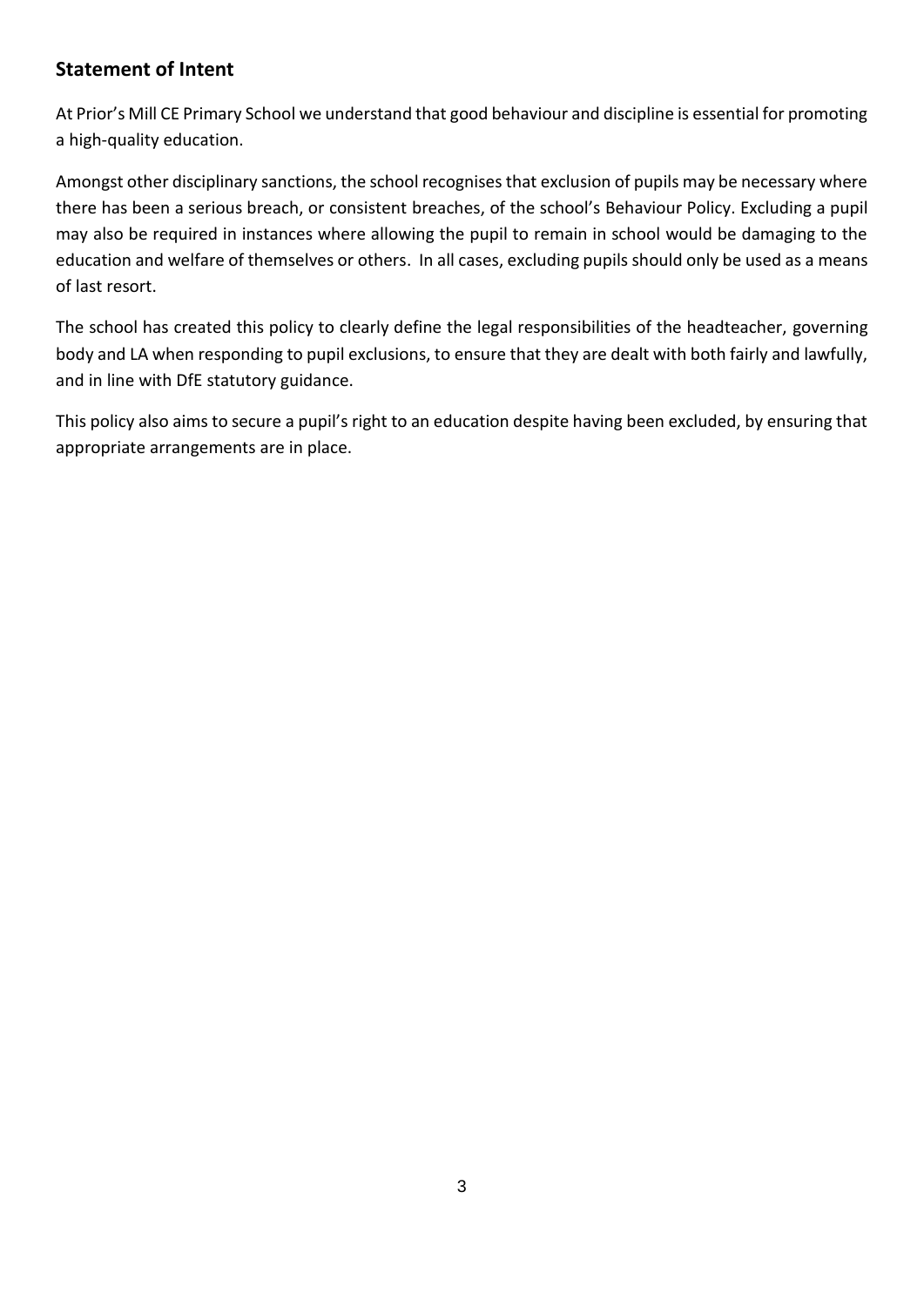## Statement of Intent

At Prior's Mill CE Primary School we understand that good behaviour and discipline is essential for promoting a high-quality education.

Amongst other disciplinary sanctions, the school recognises that exclusion of pupils may be necessary where there has been a serious breach, or consistent breaches, of the school's Behaviour Policy. Excluding a pupil may also be required in instances where allowing the pupil to remain in school would be damaging to the education and welfare of themselves or others. In all cases, excluding pupils should only be used as a means of last resort.

The school has created this policy to clearly define the legal responsibilities of the headteacher, governing body and LA when responding to pupil exclusions, to ensure that they are dealt with both fairly and lawfully, and in line with DfE statutory guidance.

This policy also aims to secure a pupil's right to an education despite having been excluded, by ensuring that appropriate arrangements are in place.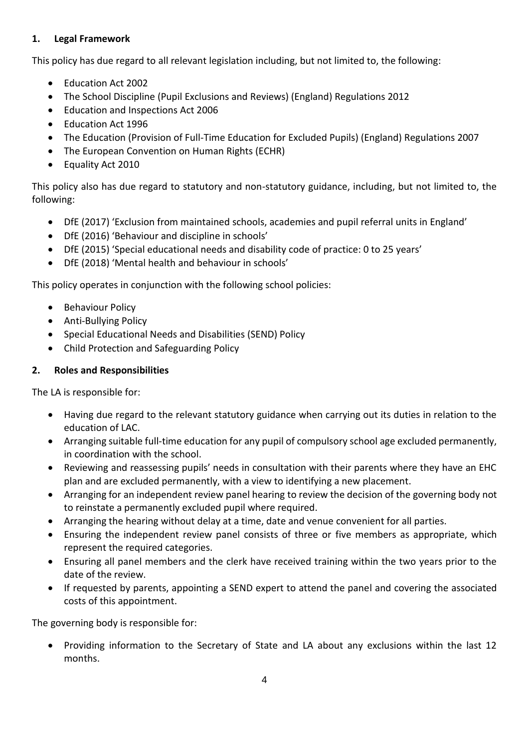## 1. Legal Framework

This policy has due regard to all relevant legislation including, but not limited to, the following:

- Education Act 2002
- The School Discipline (Pupil Exclusions and Reviews) (England) Regulations 2012
- Education and Inspections Act 2006
- Education Act 1996
- The Education (Provision of Full-Time Education for Excluded Pupils) (England) Regulations 2007
- The European Convention on Human Rights (ECHR)
- Equality Act 2010

This policy also has due regard to statutory and non-statutory guidance, including, but not limited to, the following:

- DfE (2017) 'Exclusion from maintained schools, academies and pupil referral units in England'
- DfE (2016) 'Behaviour and discipline in schools'
- DfE (2015) 'Special educational needs and disability code of practice: 0 to 25 years'
- DfE (2018) 'Mental health and behaviour in schools'

This policy operates in conjunction with the following school policies:

- Behaviour Policy
- Anti-Bullying Policy
- Special Educational Needs and Disabilities (SEND) Policy
- Child Protection and Safeguarding Policy

## 2. Roles and Responsibilities

The LA is responsible for:

- Having due regard to the relevant statutory guidance when carrying out its duties in relation to the education of LAC.
- Arranging suitable full-time education for any pupil of compulsory school age excluded permanently, in coordination with the school.
- Reviewing and reassessing pupils' needs in consultation with their parents where they have an EHC plan and are excluded permanently, with a view to identifying a new placement.
- Arranging for an independent review panel hearing to review the decision of the governing body not to reinstate a permanently excluded pupil where required.
- Arranging the hearing without delay at a time, date and venue convenient for all parties.
- Ensuring the independent review panel consists of three or five members as appropriate, which represent the required categories.
- Ensuring all panel members and the clerk have received training within the two years prior to the date of the review.
- If requested by parents, appointing a SEND expert to attend the panel and covering the associated costs of this appointment.

The governing body is responsible for:

- Providing information to the Secretary of State and LA about any exclusions within the last 12 months.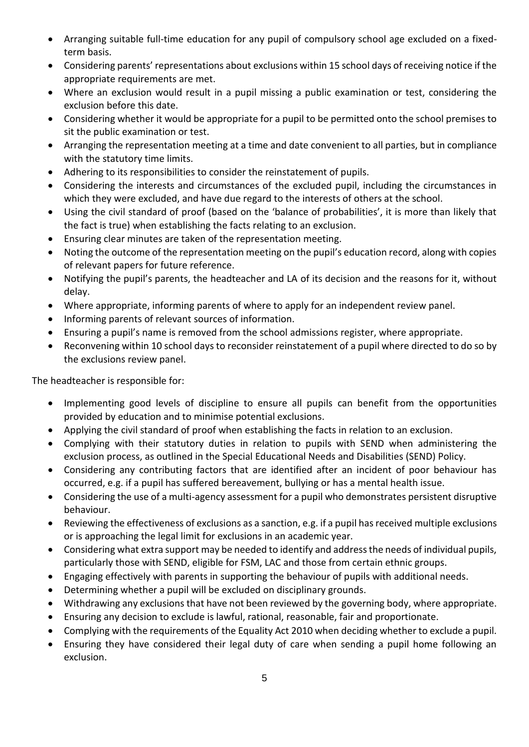- Arranging suitable full-time education for any pupil of compulsory school age excluded on a fixed-term basis.
- Considering parents' representations about exclusions within 15 school days of receiving notice if the appropriate requirements are met.
- Where an exclusion would result in a pupil missing a public examination or test, considering the exclusion before this date.
- Considering whether it would be appropriate for a pupil to be permitted onto the school premises to sit the public examination or test.
- Arranging the representation meeting at a time and date convenient to all parties, but in compliance with the statutory time limits.
- Adhering to its responsibilities to consider the reinstatement of pupils.
- Considering the interests and circumstances of the excluded pupil, including the circumstances in which they were excluded, and have due regard to the interests of others at the school.
- Using the civil standard of proof (based on the 'balance of probabilities', it is more than likely that the fact is true) when establishing the facts relating to an exclusion.
- Ensuring clear minutes are taken of the representation meeting.
- Noting the outcome of the representation meeting on the pupil's education record, along with copies of relevant papers for future reference.
- Notifying the pupil's parents, the headteacher and LA of its decision and the reasons for it, without delay.
- Where appropriate, informing parents of where to apply for an independent review panel.
- Informing parents of relevant sources of information.
- Ensuring a pupil's name is removed from the school admissions register, where appropriate.
- Reconvening within 10 school days to reconsider reinstatement of a pupil where directed to do so by the exclusions review panel.

The headteacher is responsible for:

- Implementing good levels of discipline to ensure all pupils can benefit from the opportunities provided by education and to minimise potential exclusions.
- Applying the civil standard of proof when establishing the facts in relation to an exclusion.
- Complying with their statutory duties in relation to pupils with SEND when administering the exclusion process, as outlined in the Special Educational Needs and Disabilities (SEND) Policy.
- Considering any contributing factors that are identified after an incident of poor behaviour has occurred, e.g. if a pupil has suffered bereavement, bullying or has a mental health issue.
- Considering the use of a multi-agency assessment for a pupil who demonstrates persistent disruptive behaviour.
- Reviewing the effectiveness of exclusions as a sanction, e.g. if a pupil has received multiple exclusions or is approaching the legal limit for exclusions in an academic year.
- Considering what extra support may be needed to identify and address the needs of individual pupils, particularly those with SEND, eligible for FSM, LAC and those from certain ethnic groups.
- Engaging effectively with parents in supporting the behaviour of pupils with additional needs.
- Determining whether a pupil will be excluded on disciplinary grounds.
- Withdrawing any exclusions that have not been reviewed by the governing body, where appropriate.
- Ensuring any decision to exclude is lawful, rational, reasonable, fair and proportionate.
- Complying with the requirements of the Equality Act 2010 when deciding whether to exclude a pupil.
- Ensuring they have considered their legal duty of care when sending a pupil home following an exclusion.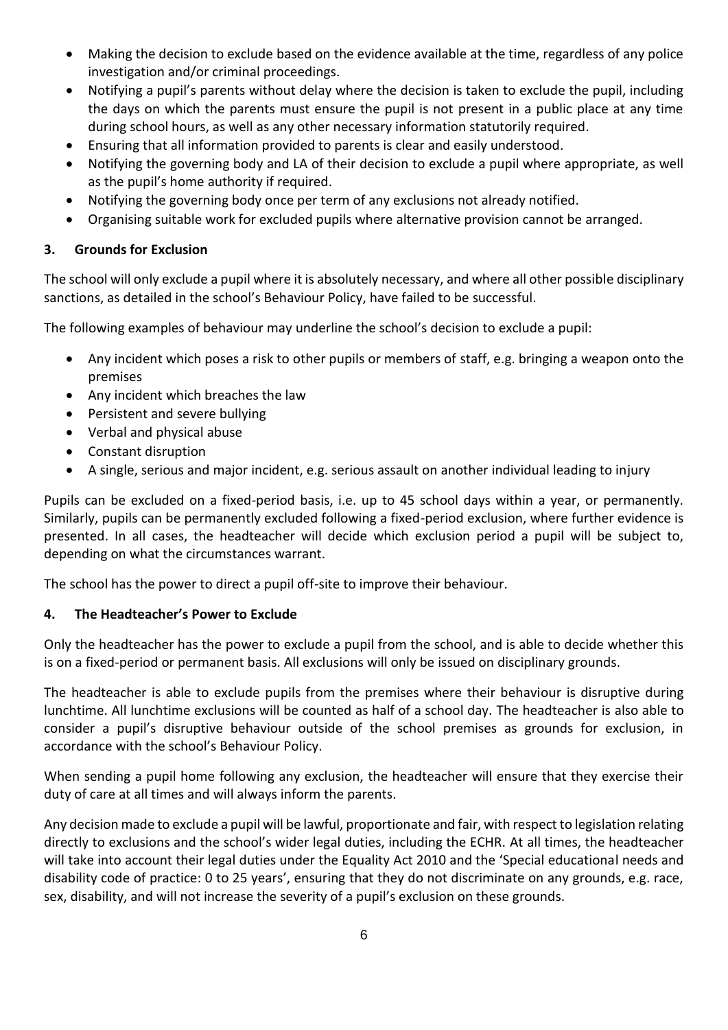- Making the decision to exclude based on the evidence available at the time, regardless of any police investigation and/or criminal proceedings.
- Notifying a pupil's parents without delay where the decision is taken to exclude the pupil, including the days on which the parents must ensure the pupil is not present in a public place at any time during school hours, as well as any other necessary information statutorily required.
- Ensuring that all information provided to parents is clear and easily understood.
- Notifying the governing body and LA of their decision to exclude a pupil where appropriate, as well as the pupil's home authority if required.
- Notifying the governing body once per term of any exclusions not already notified.
- Organising suitable work for excluded pupils where alternative provision cannot be arranged.

## 3. Grounds for Exclusion

The school will only exclude a pupil where it is absolutely necessary, and where all other possible disciplinary sanctions, as detailed in the school's Behaviour Policy, have failed to be successful.

The following examples of behaviour may underline the school's decision to exclude a pupil:

- Any incident which poses a risk to other pupils or members of staff, e.g. bringing a weapon onto the premises
- Any incident which breaches the law
- Persistent and severe bullying
- Verbal and physical abuse
- Constant disruption
- A single, serious and major incident, e.g. serious assault on another individual leading to injury

Pupils can be excluded on a fixed-period basis, i.e. up to 45 school days within a year, or permanently. Similarly, pupils can be permanently excluded following a fixed-period exclusion, where further evidence is presented. In all cases, the headteacher will decide which exclusion period a pupil will be subject to, depending on what the circumstances warrant.

The school has the power to direct a pupil off-site to improve their behaviour.

## 4. The Headteacher's Power to Exclude

Only the headteacher has the power to exclude a pupil from the school, and is able to decide whether this is on a fixed-period or permanent basis. All exclusions will only be issued on disciplinary grounds.

The headteacher is able to exclude pupils from the premises where their behaviour is disruptive during lunchtime. All lunchtime exclusions will be counted as half of a school day. The headteacher is also able to consider a pupil's disruptive behaviour outside of the school premises as grounds for exclusion, in accordance with the school's Behaviour Policy.

When sending a pupil home following any exclusion, the headteacher will ensure that they exercise their duty of care at all times and will always inform the parents.

Any decision made to exclude a pupil will be lawful, proportionate and fair, with respect to legislation relating directly to exclusions and the school's wider legal duties, including the ECHR. At all times, the headteacher will take into account their legal duties under the Equality Act 2010 and the 'Special educational needs and disability code of practice: 0 to 25 years', ensuring that they do not discriminate on any grounds, e.g. race, sex, disability, and will not increase the severity of a pupil's exclusion on these grounds.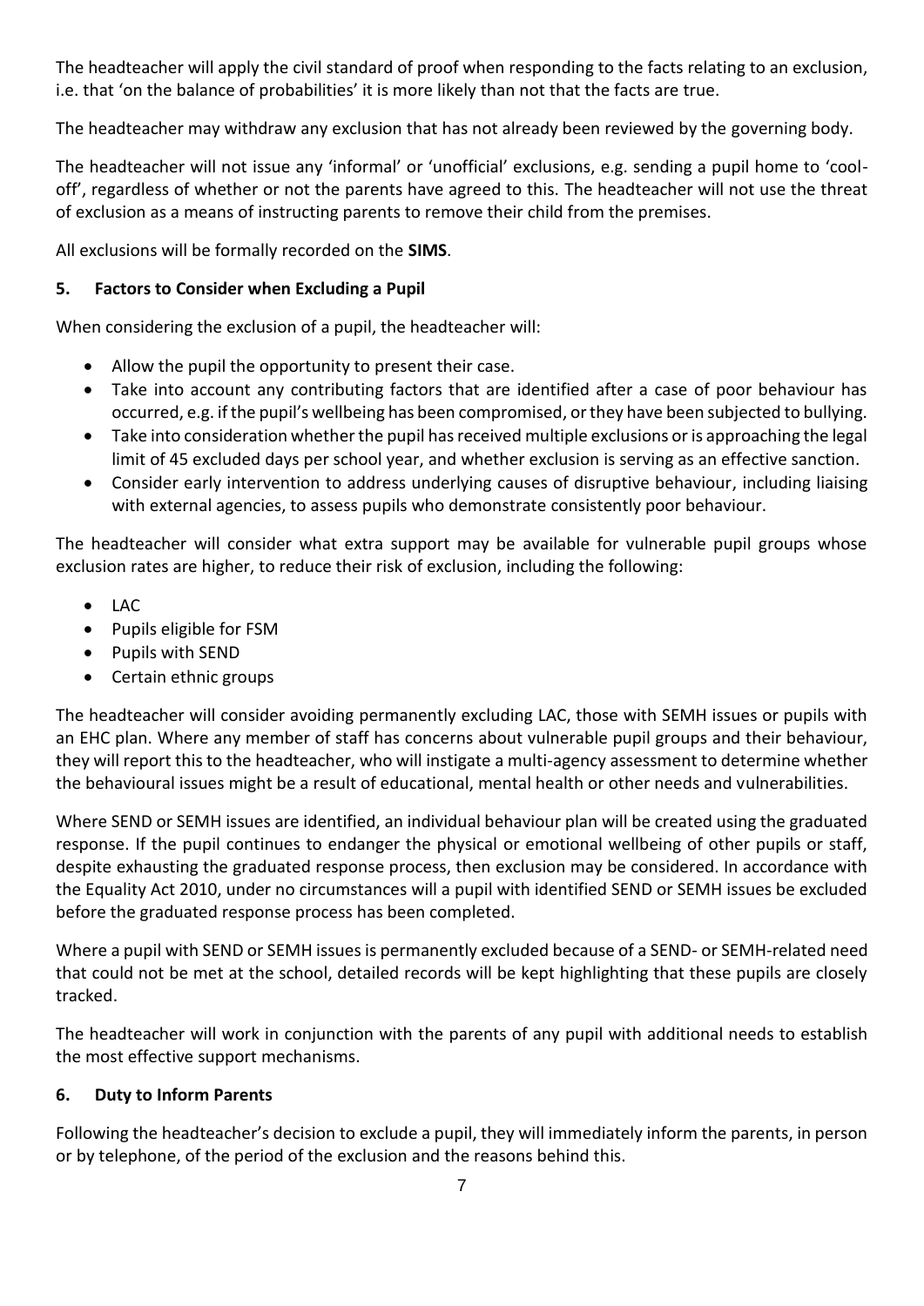The headteacher will apply the civil standard of proof when responding to the facts relating to an exclusion, i.e. that 'on the balance of probabilities' it is more likely than not that the facts are true.

The headteacher may withdraw any exclusion that has not already been reviewed by the governing body.

The headteacher will not issue any 'informal' or 'unofficial' exclusions, e.g. sending a pupil home to 'cool-off', regardless of whether or not the parents have agreed to this. The headteacher will not use the threat of exclusion as a means of instructing parents to remove their child from the premises.

All exclusions will be formally recorded on the **SIMS**.

## 5. Factors to Consider when Excluding a Pupil

When considering the exclusion of a pupil, the headteacher will:

- Allow the pupil the opportunity to present their case.
- Take into account any contributing factors that are identified after a case of poor behaviour has occurred, e.g. if the pupil's wellbeing has been compromised, or they have been subjected to bullying.
- Take into consideration whether the pupil has received multiple exclusions or is approaching the legal limit of 45 excluded days per school year, and whether exclusion is serving as an effective sanction.
- Consider early intervention to address underlying causes of disruptive behaviour, including liaising with external agencies, to assess pupils who demonstrate consistently poor behaviour.

The headteacher will consider what extra support may be available for vulnerable pupil groups whose exclusion rates are higher, to reduce their risk of exclusion, including the following:

- LAC
- Pupils eligible for FSM
- Pupils with SEND
- Certain ethnic groups

The headteacher will consider avoiding permanently excluding LAC, those with SEMH issues or pupils with an EHC plan. Where any member of staff has concerns about vulnerable pupil groups and their behaviour, they will report this to the headteacher, who will instigate a multi-agency assessment to determine whether the behavioural issues might be a result of educational, mental health or other needs and vulnerabilities.

Where SEND or SEMH issues are identified, an individual behaviour plan will be created using the graduated response. If the pupil continues to endanger the physical or emotional wellbeing of other pupils or staff, despite exhausting the graduated response process, then exclusion may be considered. In accordance with the Equality Act 2010, under no circumstances will a pupil with identified SEND or SEMH issues be excluded before the graduated response process has been completed.

Where a pupil with SEND or SEMH issues is permanently excluded because of a SEND- or SEMH-related need that could not be met at the school, detailed records will be kept highlighting that these pupils are closely tracked.

The headteacher will work in conjunction with the parents of any pupil with additional needs to establish the most effective support mechanisms.

## 6. Duty to Inform Parents

Following the headteacher's decision to exclude a pupil, they will immediately inform the parents, in person or by telephone, of the period of the exclusion and the reasons behind this.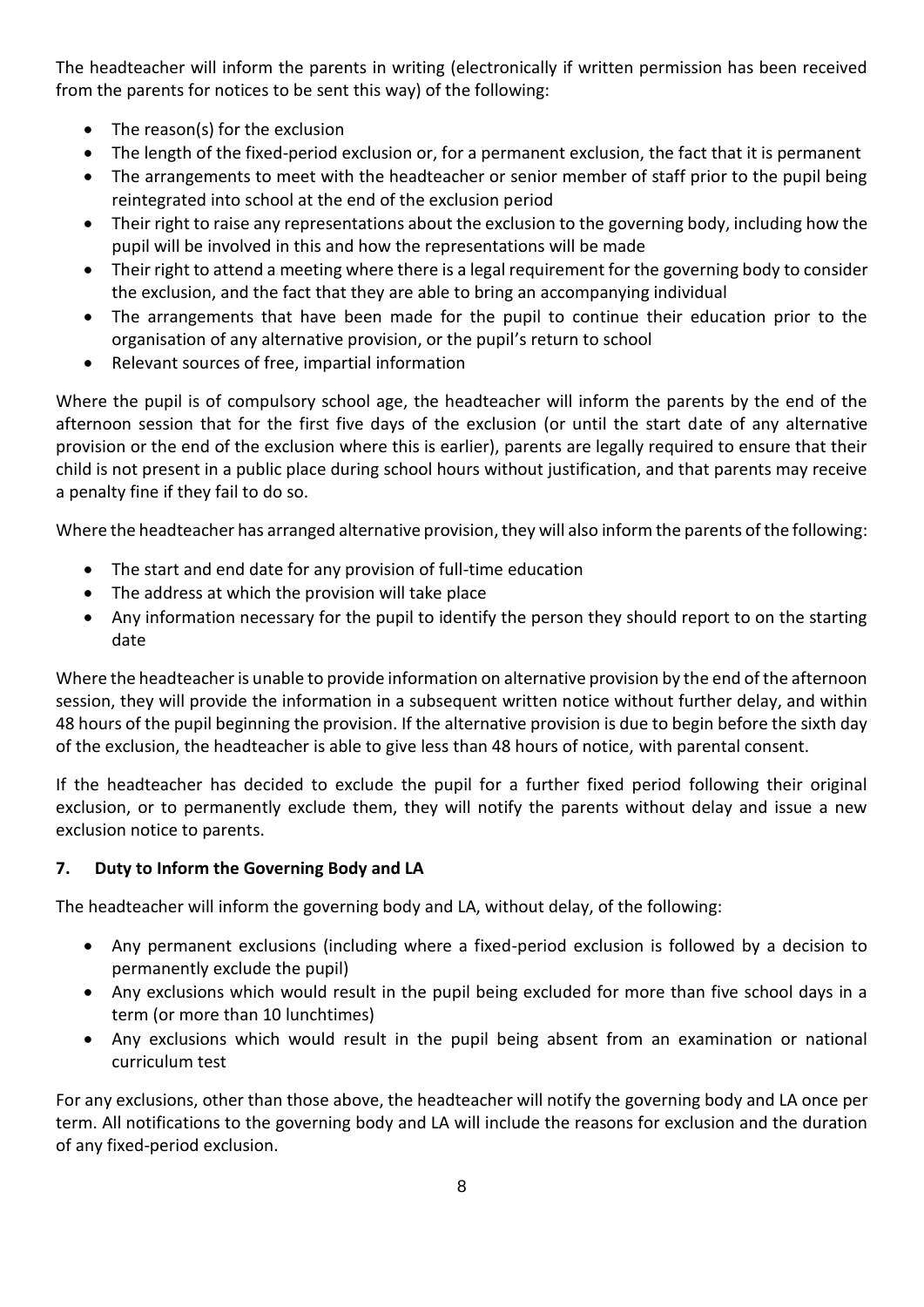The headteacher will inform the parents in writing (electronically if written permission has been received from the parents for notices to be sent this way) of the following:

- The reason(s) for the exclusion
- The length of the fixed-period exclusion or, for a permanent exclusion, the fact that it is permanent
- The arrangements to meet with the headteacher or senior member of staff prior to the pupil being reintegrated into school at the end of the exclusion period
- Their right to raise any representations about the exclusion to the governing body, including how the pupil will be involved in this and how the representations will be made
- Their right to attend a meeting where there is a legal requirement for the governing body to consider the exclusion, and the fact that they are able to bring an accompanying individual
- The arrangements that have been made for the pupil to continue their education prior to the organisation of any alternative provision, or the pupil's return to school
- Relevant sources of free, impartial information

Where the pupil is of compulsory school age, the headteacher will inform the parents by the end of the afternoon session that for the first five days of the exclusion (or until the start date of any alternative provision or the end of the exclusion where this is earlier), parents are legally required to ensure that their child is not present in a public place during school hours without justification, and that parents may receive a penalty fine if they fail to do so.

Where the headteacher has arranged alternative provision, they will also inform the parents of the following:

- The start and end date for any provision of full-time education
- The address at which the provision will take place
- Any information necessary for the pupil to identify the person they should report to on the starting date

Where the headteacher is unable to provide information on alternative provision by the end of the afternoon session, they will provide the information in a subsequent written notice without further delay, and within 48 hours of the pupil beginning the provision. If the alternative provision is due to begin before the sixth day of the exclusion, the headteacher is able to give less than 48 hours of notice, with parental consent.

If the headteacher has decided to exclude the pupil for a further fixed period following their original exclusion, or to permanently exclude them, they will notify the parents without delay and issue a new exclusion notice to parents.

## 7. Duty to Inform the Governing Body and LA

The headteacher will inform the governing body and LA, without delay, of the following:

- Any permanent exclusions (including where a fixed-period exclusion is followed by a decision to permanently exclude the pupil)
- Any exclusions which would result in the pupil being excluded for more than five school days in a term (or more than 10 lunchtimes)
- Any exclusions which would result in the pupil being absent from an examination or national curriculum test

For any exclusions, other than those above, the headteacher will notify the governing body and LA once per term. All notifications to the governing body and LA will include the reasons for exclusion and the duration of any fixed-period exclusion.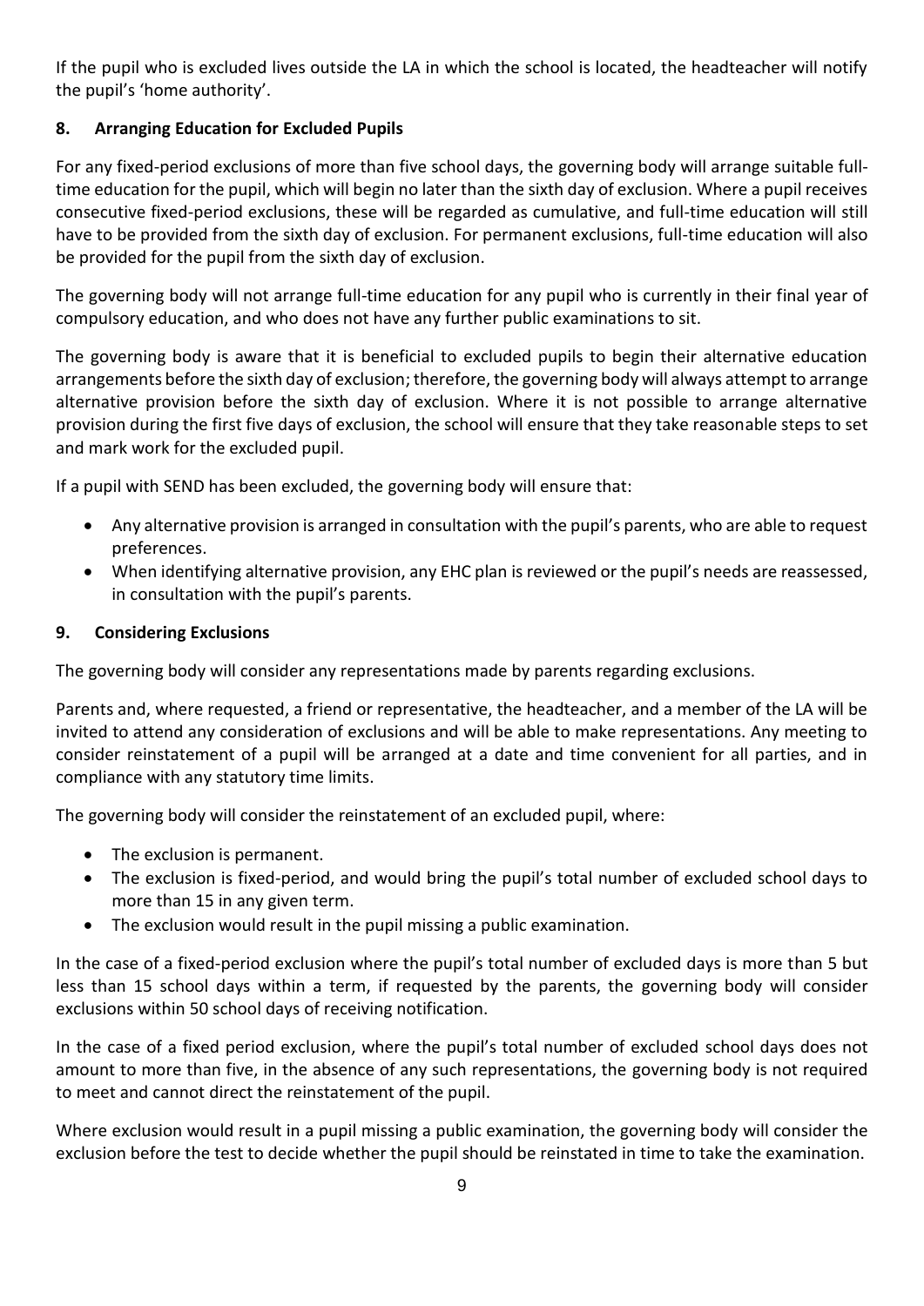If the pupil who is excluded lives outside the LA in which the school is located, the headteacher will notify the pupil's 'home authority'.

## 8. Arranging Education for Excluded Pupils

For any fixed-period exclusions of more than five school days, the governing body will arrange suitable full-time education for the pupil, which will begin no later than the sixth day of exclusion. Where a pupil receives consecutive fixed-period exclusions, these will be regarded as cumulative, and full-time education will still have to be provided from the sixth day of exclusion. For permanent exclusions, full-time education will also be provided for the pupil from the sixth day of exclusion.

The governing body will not arrange full-time education for any pupil who is currently in their final year of compulsory education, and who does not have any further public examinations to sit.

The governing body is aware that it is beneficial to excluded pupils to begin their alternative education arrangements before the sixth day of exclusion; therefore, the governing body will always attempt to arrange alternative provision before the sixth day of exclusion. Where it is not possible to arrange alternative provision during the first five days of exclusion, the school will ensure that they take reasonable steps to set and mark work for the excluded pupil.

If a pupil with SEND has been excluded, the governing body will ensure that:

- Any alternative provision is arranged in consultation with the pupil's parents, who are able to request preferences.
- When identifying alternative provision, any EHC plan is reviewed or the pupil's needs are reassessed, in consultation with the pupil's parents.

## 9. Considering Exclusions

The governing body will consider any representations made by parents regarding exclusions.

Parents and, where requested, a friend or representative, the headteacher, and a member of the LA will be invited to attend any consideration of exclusions and will be able to make representations. Any meeting to consider reinstatement of a pupil will be arranged at a date and time convenient for all parties, and in compliance with any statutory time limits.

The governing body will consider the reinstatement of an excluded pupil, where:

- The exclusion is permanent.
- The exclusion is fixed-period, and would bring the pupil's total number of excluded school days to more than 15 in any given term.
- The exclusion would result in the pupil missing a public examination.

In the case of a fixed-period exclusion where the pupil's total number of excluded days is more than 5 but less than 15 school days within a term, if requested by the parents, the governing body will consider exclusions within 50 school days of receiving notification.

In the case of a fixed period exclusion, where the pupil's total number of excluded school days does not amount to more than five, in the absence of any such representations, the governing body is not required to meet and cannot direct the reinstatement of the pupil.

Where exclusion would result in a pupil missing a public examination, the governing body will consider the exclusion before the test to decide whether the pupil should be reinstated in time to take the examination.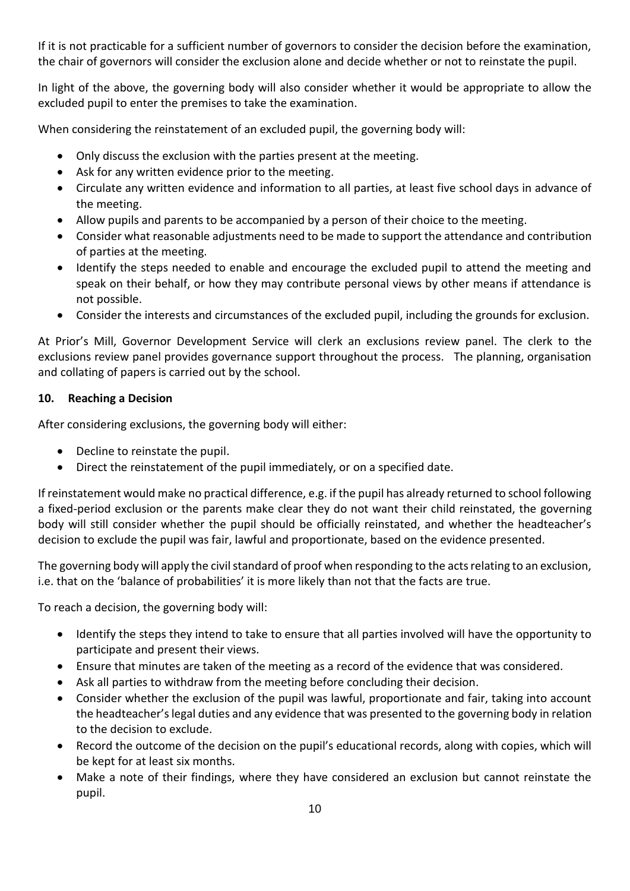If it is not practicable for a sufficient number of governors to consider the decision before the examination, the chair of governors will consider the exclusion alone and decide whether or not to reinstate the pupil.

In light of the above, the governing body will also consider whether it would be appropriate to allow the excluded pupil to enter the premises to take the examination.

When considering the reinstatement of an excluded pupil, the governing body will:

- Only discuss the exclusion with the parties present at the meeting.
- Ask for any written evidence prior to the meeting.
- Circulate any written evidence and information to all parties, at least five school days in advance of the meeting.
- Allow pupils and parents to be accompanied by a person of their choice to the meeting.
- Consider what reasonable adjustments need to be made to support the attendance and contribution of parties at the meeting.
- Identify the steps needed to enable and encourage the excluded pupil to attend the meeting and speak on their behalf, or how they may contribute personal views by other means if attendance is not possible.
- Consider the interests and circumstances of the excluded pupil, including the grounds for exclusion.

At Prior's Mill, Governor Development Service will clerk an exclusions review panel. The clerk to the exclusions review panel provides governance support throughout the process. The planning, organisation and collating of papers is carried out by the school.

## 10. Reaching a Decision

After considering exclusions, the governing body will either:

- Decline to reinstate the pupil.
- Direct the reinstatement of the pupil immediately, or on a specified date.

If reinstatement would make no practical difference, e.g. if the pupil has already returned to school following a fixed-period exclusion or the parents make clear they do not want their child reinstated, the governing body will still consider whether the pupil should be officially reinstated, and whether the headteacher's decision to exclude the pupil was fair, lawful and proportionate, based on the evidence presented.

The governing body will apply the civil standard of proof when responding to the acts relating to an exclusion, i.e. that on the 'balance of probabilities' it is more likely than not that the facts are true.

To reach a decision, the governing body will:

- Identify the steps they intend to take to ensure that all parties involved will have the opportunity to participate and present their views.
- Ensure that minutes are taken of the meeting as a record of the evidence that was considered.
- Ask all parties to withdraw from the meeting before concluding their decision.
- Consider whether the exclusion of the pupil was lawful, proportionate and fair, taking into account the headteacher's legal duties and any evidence that was presented to the governing body in relation to the decision to exclude.
- Record the outcome of the decision on the pupil's educational records, along with copies, which will be kept for at least six months.
- Make a note of their findings, where they have considered an exclusion but cannot reinstate the pupil.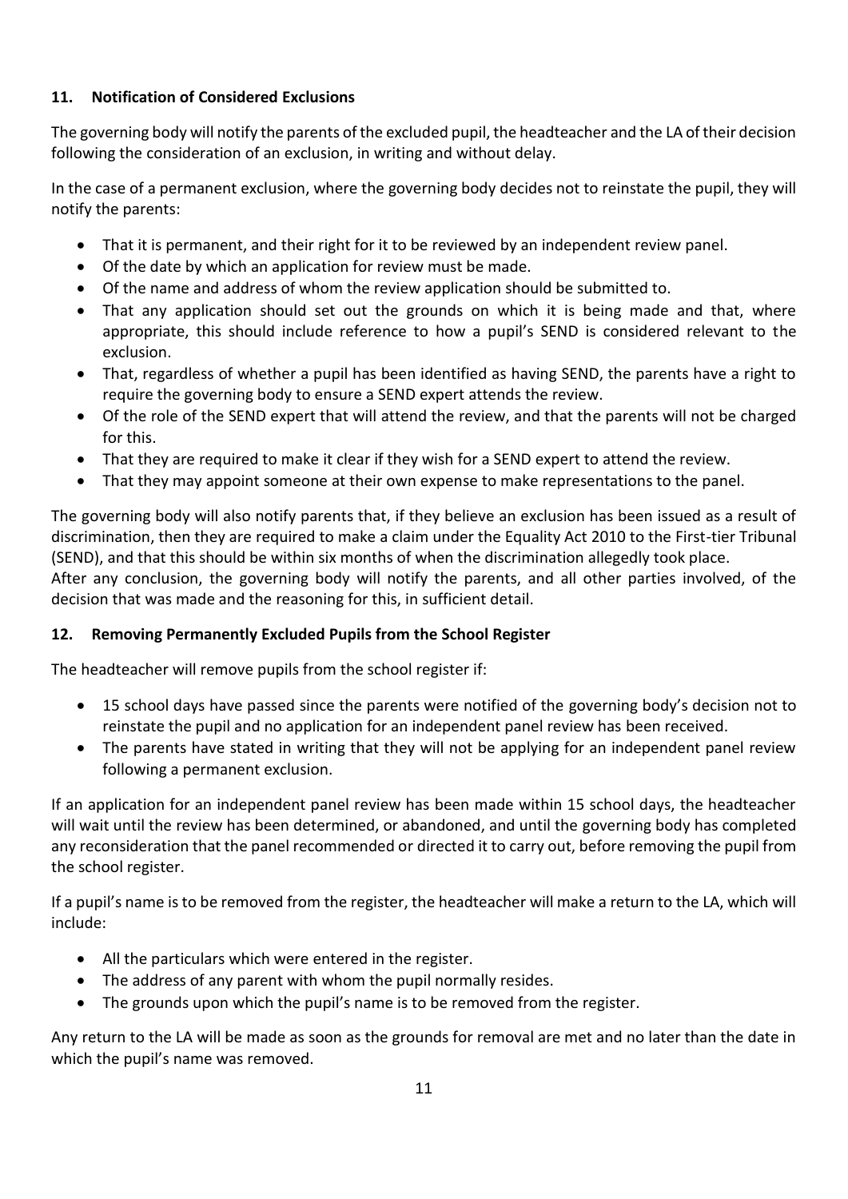### 11. Notification of Considered Exclusions

The governing body will notify the parents of the excluded pupil, the headteacher and the LA of their decision following the consideration of an exclusion, in writing and without delay.

In the case of a permanent exclusion, where the governing body decides not to reinstate the pupil, they will notify the parents:

- That it is permanent, and their right for it to be reviewed by an independent review panel.
- Of the date by which an application for review must be made.
- Of the name and address of whom the review application should be submitted to.
- That any application should set out the grounds on which it is being made and that, where appropriate, this should include reference to how a pupil's SEND is considered relevant to the exclusion.
- That, regardless of whether a pupil has been identified as having SEND, the parents have a right to require the governing body to ensure a SEND expert attends the review.
- Of the role of the SEND expert that will attend the review, and that the parents will not be charged for this.
- That they are required to make it clear if they wish for a SEND expert to attend the review.
- That they may appoint someone at their own expense to make representations to the panel.

The governing body will also notify parents that, if they believe an exclusion has been issued as a result of discrimination, then they are required to make a claim under the Equality Act 2010 to the First-tier Tribunal (SEND), and that this should be within six months of when the discrimination allegedly took place.
After any conclusion, the governing body will notify the parents, and all other parties involved, of the decision that was made and the reasoning for this, in sufficient detail.

### 12. Removing Permanently Excluded Pupils from the School Register

The headteacher will remove pupils from the school register if:

- 15 school days have passed since the parents were notified of the governing body's decision not to reinstate the pupil and no application for an independent panel review has been received.
- The parents have stated in writing that they will not be applying for an independent panel review following a permanent exclusion.

If an application for an independent panel review has been made within 15 school days, the headteacher will wait until the review has been determined, or abandoned, and until the governing body has completed any reconsideration that the panel recommended or directed it to carry out, before removing the pupil from the school register.

If a pupil's name is to be removed from the register, the headteacher will make a return to the LA, which will include:

- All the particulars which were entered in the register.
- The address of any parent with whom the pupil normally resides.
- The grounds upon which the pupil's name is to be removed from the register.

Any return to the LA will be made as soon as the grounds for removal are met and no later than the date in which the pupil's name was removed.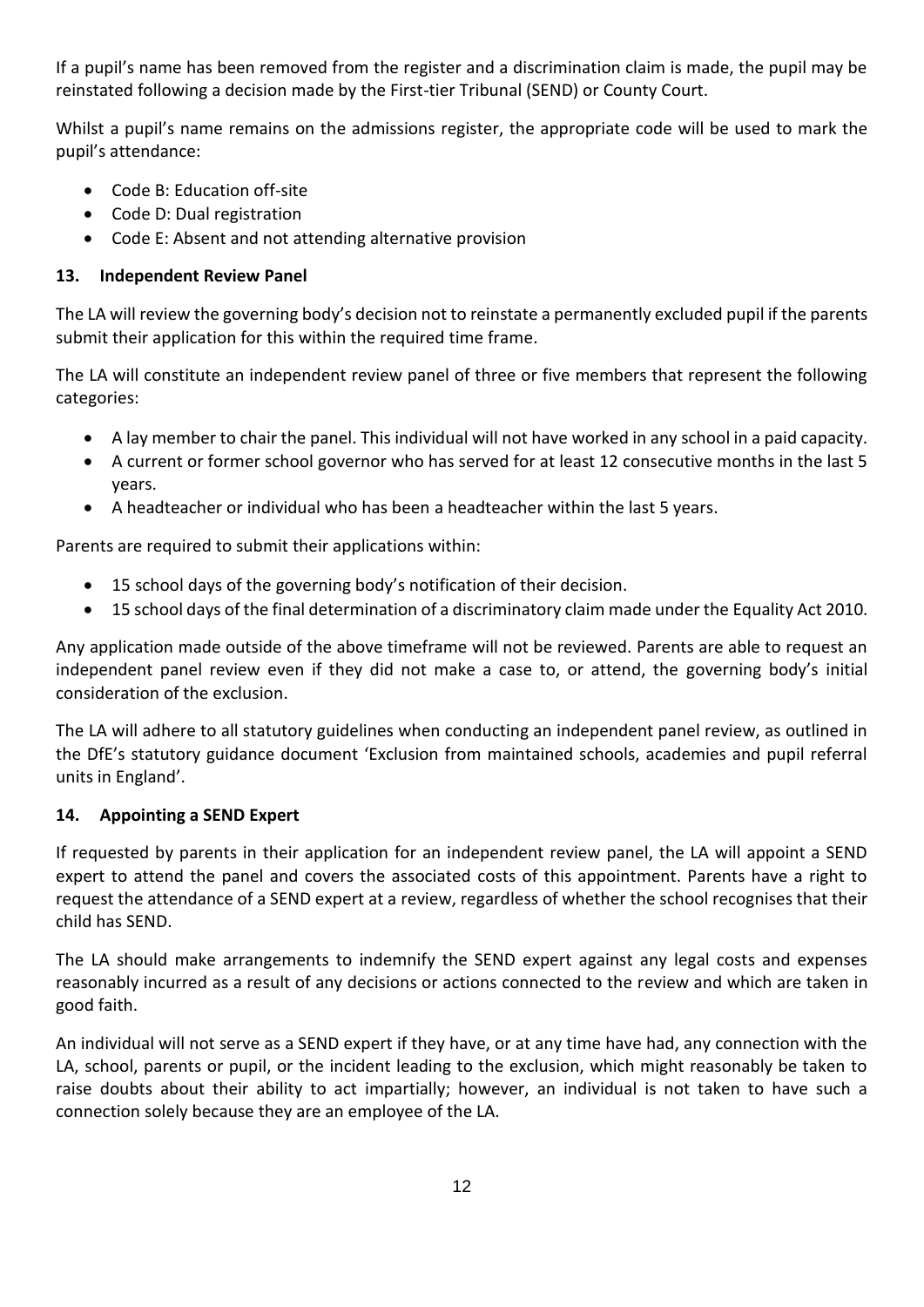If a pupil's name has been removed from the register and a discrimination claim is made, the pupil may be reinstated following a decision made by the First-tier Tribunal (SEND) or County Court.

Whilst a pupil's name remains on the admissions register, the appropriate code will be used to mark the pupil's attendance:

- Code B: Education off-site
- Code D: Dual registration
- Code E: Absent and not attending alternative provision

## 13. Independent Review Panel

The LA will review the governing body's decision not to reinstate a permanently excluded pupil if the parents submit their application for this within the required time frame.

The LA will constitute an independent review panel of three or five members that represent the following categories:

- A lay member to chair the panel. This individual will not have worked in any school in a paid capacity.
- A current or former school governor who has served for at least 12 consecutive months in the last 5 years.
- A headteacher or individual who has been a headteacher within the last 5 years.

Parents are required to submit their applications within:

- 15 school days of the governing body's notification of their decision.
- 15 school days of the final determination of a discriminatory claim made under the Equality Act 2010.

Any application made outside of the above timeframe will not be reviewed. Parents are able to request an independent panel review even if they did not make a case to, or attend, the governing body's initial consideration of the exclusion.

The LA will adhere to all statutory guidelines when conducting an independent panel review, as outlined in the DfE's statutory guidance document 'Exclusion from maintained schools, academies and pupil referral units in England'.

## 14. Appointing a SEND Expert

If requested by parents in their application for an independent review panel, the LA will appoint a SEND expert to attend the panel and covers the associated costs of this appointment. Parents have a right to request the attendance of a SEND expert at a review, regardless of whether the school recognises that their child has SEND.

The LA should make arrangements to indemnify the SEND expert against any legal costs and expenses reasonably incurred as a result of any decisions or actions connected to the review and which are taken in good faith.

An individual will not serve as a SEND expert if they have, or at any time have had, any connection with the LA, school, parents or pupil, or the incident leading to the exclusion, which might reasonably be taken to raise doubts about their ability to act impartially; however, an individual is not taken to have such a connection solely because they are an employee of the LA.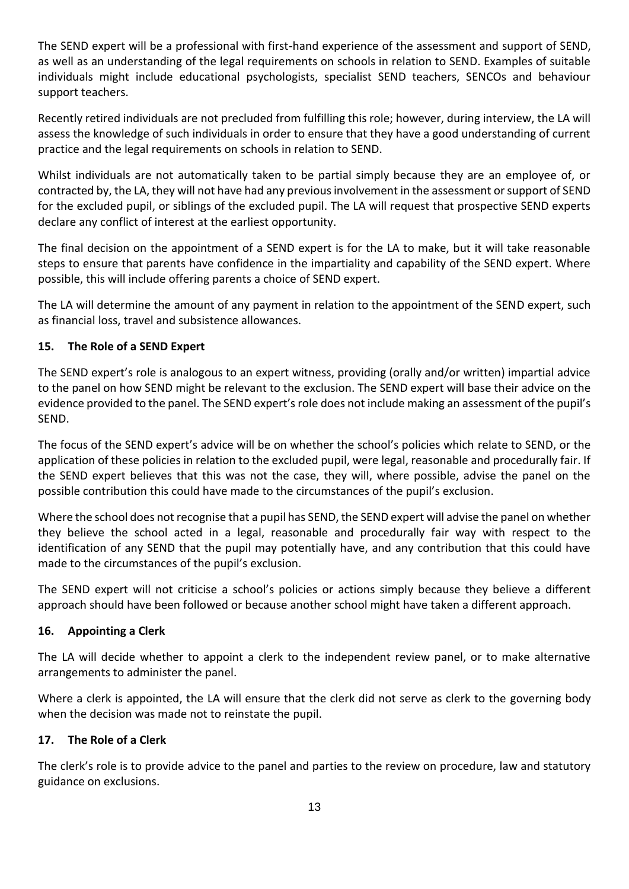The SEND expert will be a professional with first-hand experience of the assessment and support of SEND, as well as an understanding of the legal requirements on schools in relation to SEND. Examples of suitable individuals might include educational psychologists, specialist SEND teachers, SENCOs and behaviour support teachers.

Recently retired individuals are not precluded from fulfilling this role; however, during interview, the LA will assess the knowledge of such individuals in order to ensure that they have a good understanding of current practice and the legal requirements on schools in relation to SEND.

Whilst individuals are not automatically taken to be partial simply because they are an employee of, or contracted by, the LA, they will not have had any previous involvement in the assessment or support of SEND for the excluded pupil, or siblings of the excluded pupil. The LA will request that prospective SEND experts declare any conflict of interest at the earliest opportunity.

The final decision on the appointment of a SEND expert is for the LA to make, but it will take reasonable steps to ensure that parents have confidence in the impartiality and capability of the SEND expert. Where possible, this will include offering parents a choice of SEND expert.

The LA will determine the amount of any payment in relation to the appointment of the SEND expert, such as financial loss, travel and subsistence allowances.

## 15. The Role of a SEND Expert

The SEND expert's role is analogous to an expert witness, providing (orally and/or written) impartial advice to the panel on how SEND might be relevant to the exclusion. The SEND expert will base their advice on the evidence provided to the panel. The SEND expert's role does not include making an assessment of the pupil's SEND.

The focus of the SEND expert's advice will be on whether the school's policies which relate to SEND, or the application of these policies in relation to the excluded pupil, were legal, reasonable and procedurally fair. If the SEND expert believes that this was not the case, they will, where possible, advise the panel on the possible contribution this could have made to the circumstances of the pupil's exclusion.

Where the school does not recognise that a pupil has SEND, the SEND expert will advise the panel on whether they believe the school acted in a legal, reasonable and procedurally fair way with respect to the identification of any SEND that the pupil may potentially have, and any contribution that this could have made to the circumstances of the pupil's exclusion.

The SEND expert will not criticise a school's policies or actions simply because they believe a different approach should have been followed or because another school might have taken a different approach.

## 16. Appointing a Clerk

The LA will decide whether to appoint a clerk to the independent review panel, or to make alternative arrangements to administer the panel.

Where a clerk is appointed, the LA will ensure that the clerk did not serve as clerk to the governing body when the decision was made not to reinstate the pupil.

## 17. The Role of a Clerk

The clerk's role is to provide advice to the panel and parties to the review on procedure, law and statutory guidance on exclusions.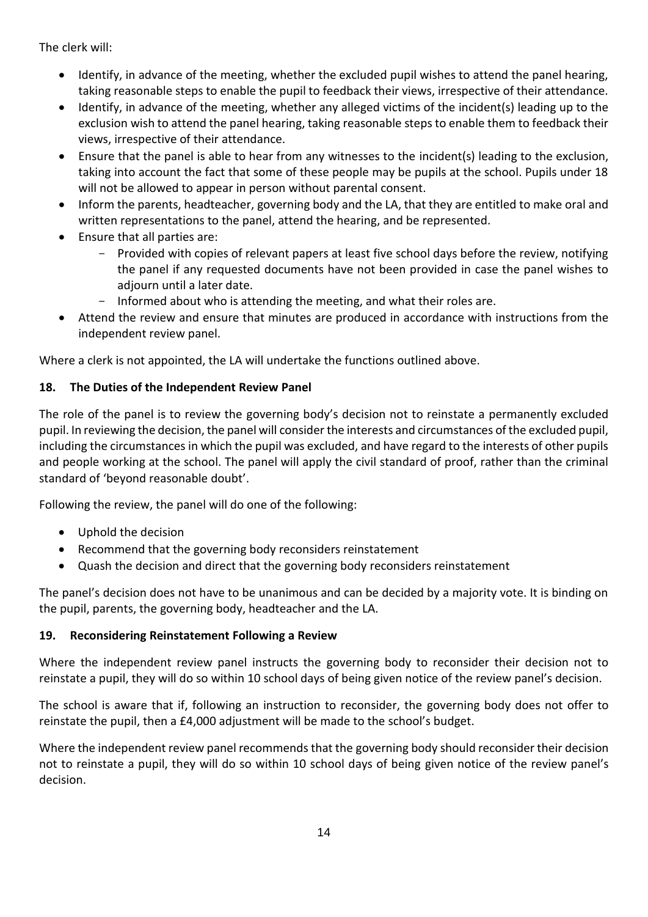The clerk will:

- Identify, in advance of the meeting, whether the excluded pupil wishes to attend the panel hearing, taking reasonable steps to enable the pupil to feedback their views, irrespective of their attendance.
- Identify, in advance of the meeting, whether any alleged victims of the incident(s) leading up to the exclusion wish to attend the panel hearing, taking reasonable steps to enable them to feedback their views, irrespective of their attendance.
- Ensure that the panel is able to hear from any witnesses to the incident(s) leading to the exclusion, taking into account the fact that some of these people may be pupils at the school. Pupils under 18 will not be allowed to appear in person without parental consent.
- Inform the parents, headteacher, governing body and the LA, that they are entitled to make oral and written representations to the panel, attend the hearing, and be represented.
- Ensure that all parties are:
  - Provided with copies of relevant papers at least five school days before the review, notifying the panel if any requested documents have not been provided in case the panel wishes to adjourn until a later date.
  - Informed about who is attending the meeting, and what their roles are.
- Attend the review and ensure that minutes are produced in accordance with instructions from the independent review panel.

Where a clerk is not appointed, the LA will undertake the functions outlined above.

## 18. The Duties of the Independent Review Panel

The role of the panel is to review the governing body's decision not to reinstate a permanently excluded pupil. In reviewing the decision, the panel will consider the interests and circumstances of the excluded pupil, including the circumstances in which the pupil was excluded, and have regard to the interests of other pupils and people working at the school. The panel will apply the civil standard of proof, rather than the criminal standard of 'beyond reasonable doubt'.

Following the review, the panel will do one of the following:

- Uphold the decision
- Recommend that the governing body reconsiders reinstatement
- Quash the decision and direct that the governing body reconsiders reinstatement

The panel's decision does not have to be unanimous and can be decided by a majority vote. It is binding on the pupil, parents, the governing body, headteacher and the LA.

## 19. Reconsidering Reinstatement Following a Review

Where the independent review panel instructs the governing body to reconsider their decision not to reinstate a pupil, they will do so within 10 school days of being given notice of the review panel's decision.

The school is aware that if, following an instruction to reconsider, the governing body does not offer to reinstate the pupil, then a £4,000 adjustment will be made to the school's budget.

Where the independent review panel recommends that the governing body should reconsider their decision not to reinstate a pupil, they will do so within 10 school days of being given notice of the review panel's decision.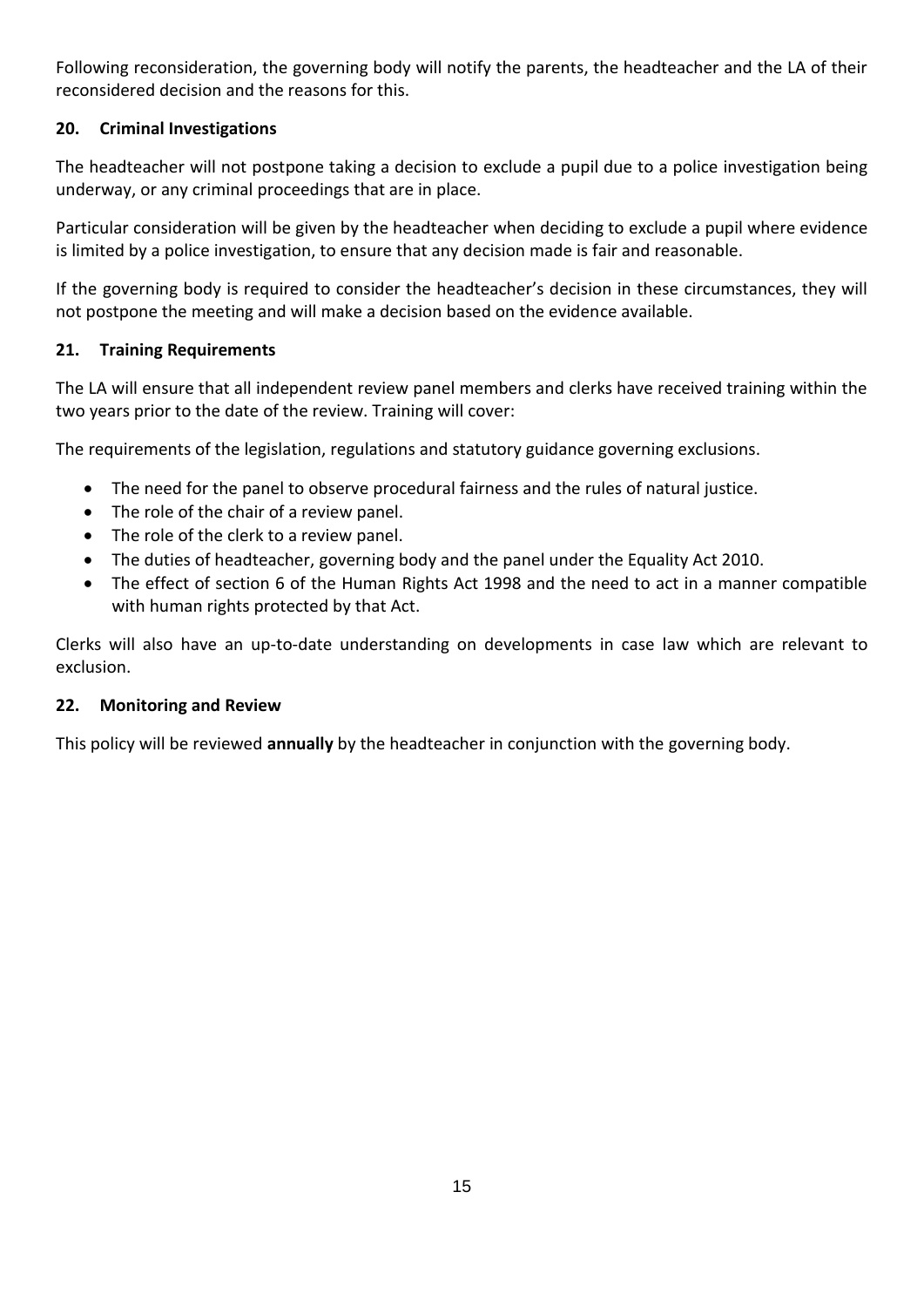Following reconsideration, the governing body will notify the parents, the headteacher and the LA of their reconsidered decision and the reasons for this.

## 20. Criminal Investigations

The headteacher will not postpone taking a decision to exclude a pupil due to a police investigation being underway, or any criminal proceedings that are in place.

Particular consideration will be given by the headteacher when deciding to exclude a pupil where evidence is limited by a police investigation, to ensure that any decision made is fair and reasonable.

If the governing body is required to consider the headteacher's decision in these circumstances, they will not postpone the meeting and will make a decision based on the evidence available.

## 21. Training Requirements

The LA will ensure that all independent review panel members and clerks have received training within the two years prior to the date of the review. Training will cover:

The requirements of the legislation, regulations and statutory guidance governing exclusions.

- The need for the panel to observe procedural fairness and the rules of natural justice.
- The role of the chair of a review panel.
- The role of the clerk to a review panel.
- The duties of headteacher, governing body and the panel under the Equality Act 2010.
- The effect of section 6 of the Human Rights Act 1998 and the need to act in a manner compatible with human rights protected by that Act.

Clerks will also have an up-to-date understanding on developments in case law which are relevant to exclusion.

## 22. Monitoring and Review

This policy will be reviewed **annually** by the headteacher in conjunction with the governing body.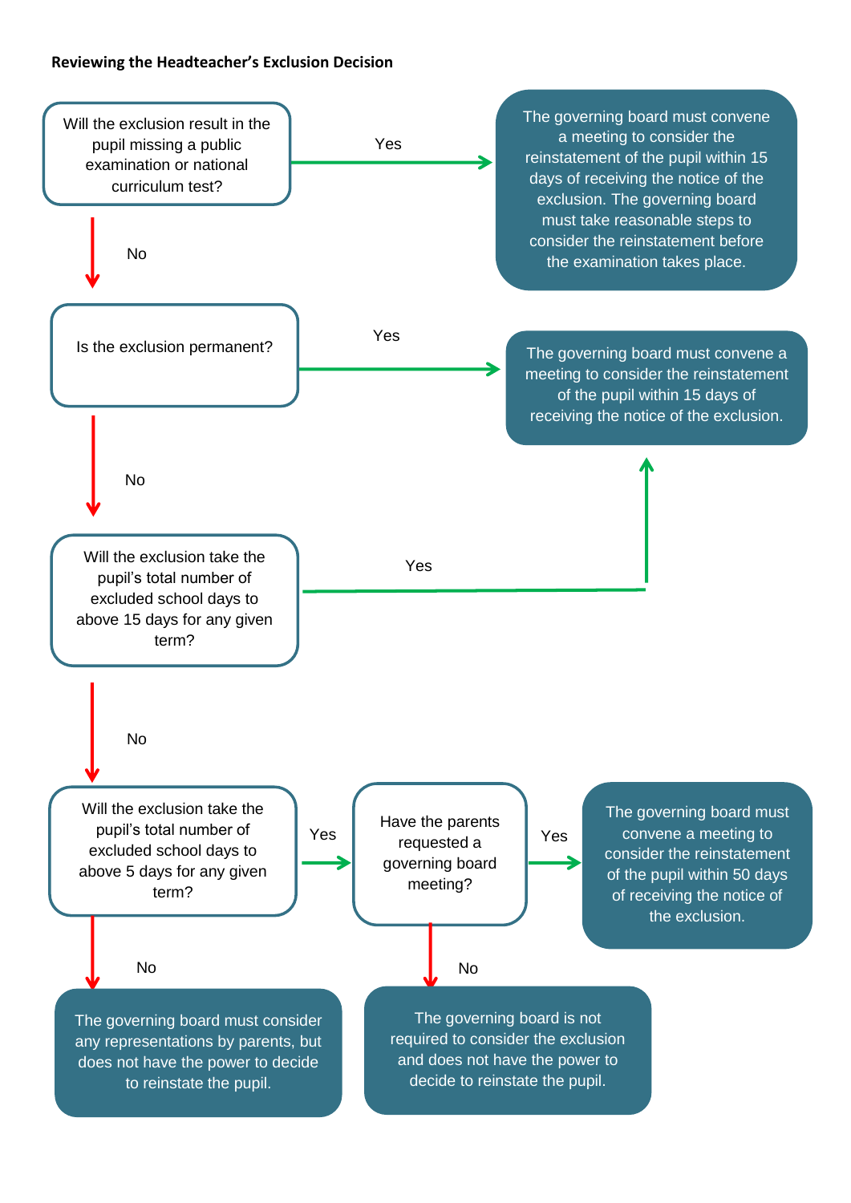**Reviewing the Headteacher's Exclusion Decision**

**Will the exclusion result in the pupil missing a public examination or national curriculum test?**

- **Yes** → The governing board must convene a meeting to consider the reinstatement of the pupil within 15 days of receiving the notice of the exclusion. The governing board must take reasonable steps to consider the reinstatement before the examination takes place.
- **No** → Is the exclusion permanent?

**Is the exclusion permanent?**

- **Yes** → The governing board must convene a meeting to consider the reinstatement of the pupil within 15 days of receiving the notice of the exclusion.
- **No** → Will the exclusion take the pupil's total number of excluded school days to above 15 days for any given term?

**Will the exclusion take the pupil's total number of excluded school days to above 15 days for any given term?**

- **Yes** → The governing board must convene a meeting to consider the reinstatement of the pupil within 15 days of receiving the notice of the exclusion.
- **No** → Will the exclusion take the pupil's total number of excluded school days to above 5 days for any given term?

**Will the exclusion take the pupil's total number of excluded school days to above 5 days for any given term?**

- **Yes** → Have the parents requested a governing board meeting?
- **No** → The governing board must consider any representations by parents, but does not have the power to decide to reinstate the pupil.

**Have the parents requested a governing board meeting?**

- **Yes** → The governing board must convene a meeting to consider the reinstatement of the pupil within 50 days of receiving the notice of the exclusion.
- **No** → The governing board is not required to consider the exclusion and does not have the power to decide to reinstate the pupil.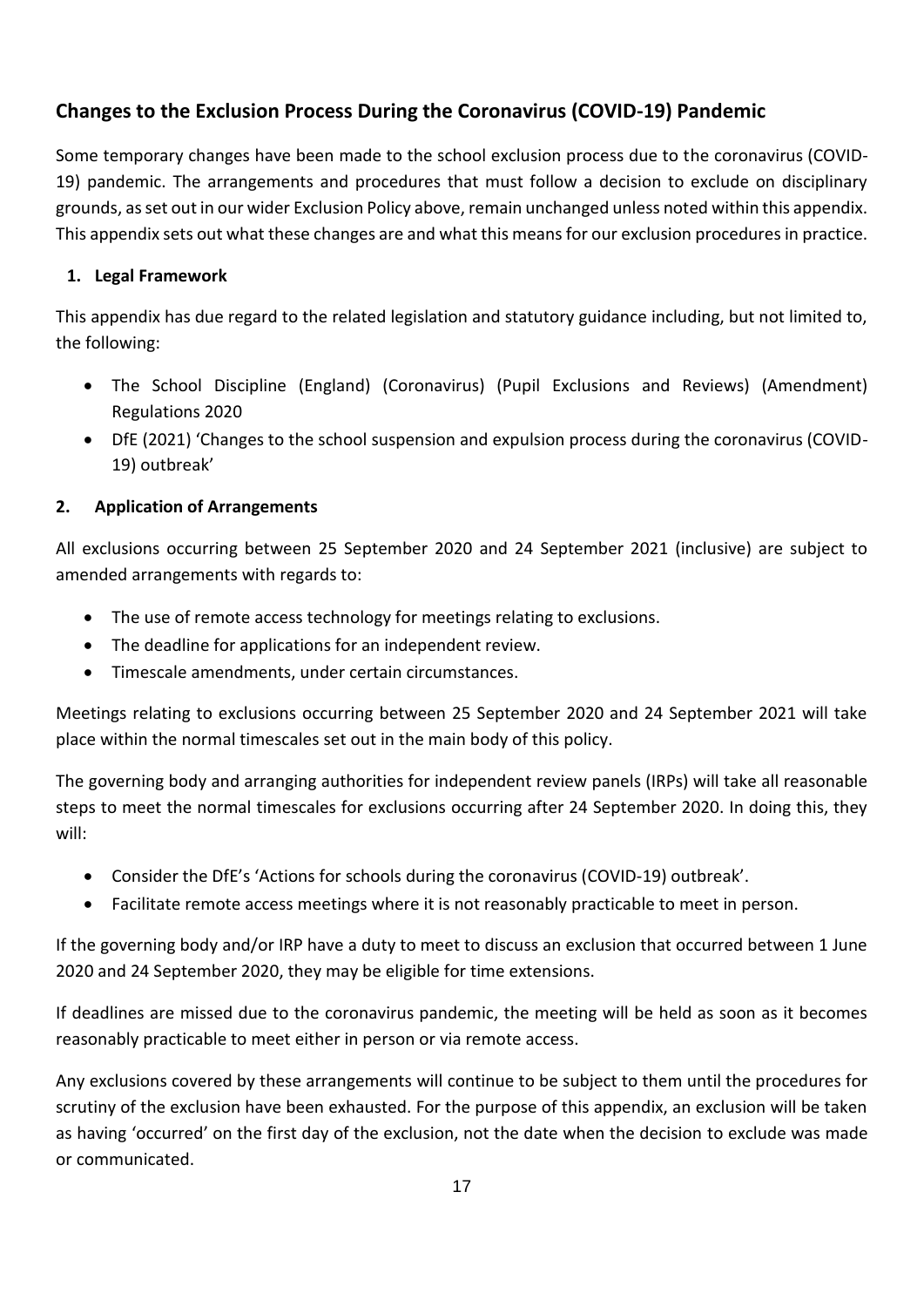## Changes to the Exclusion Process During the Coronavirus (COVID-19) Pandemic

Some temporary changes have been made to the school exclusion process due to the coronavirus (COVID-19) pandemic. The arrangements and procedures that must follow a decision to exclude on disciplinary grounds, as set out in our wider Exclusion Policy above, remain unchanged unless noted within this appendix. This appendix sets out what these changes are and what this means for our exclusion procedures in practice.

### 1. Legal Framework

This appendix has due regard to the related legislation and statutory guidance including, but not limited to, the following:

- The School Discipline (England) (Coronavirus) (Pupil Exclusions and Reviews) (Amendment) Regulations 2020
- DfE (2021) 'Changes to the school suspension and expulsion process during the coronavirus (COVID-19) outbreak'

### 2. Application of Arrangements

All exclusions occurring between 25 September 2020 and 24 September 2021 (inclusive) are subject to amended arrangements with regards to:

- The use of remote access technology for meetings relating to exclusions.
- The deadline for applications for an independent review.
- Timescale amendments, under certain circumstances.

Meetings relating to exclusions occurring between 25 September 2020 and 24 September 2021 will take place within the normal timescales set out in the main body of this policy.

The governing body and arranging authorities for independent review panels (IRPs) will take all reasonable steps to meet the normal timescales for exclusions occurring after 24 September 2020. In doing this, they will:

- Consider the DfE's 'Actions for schools during the coronavirus (COVID-19) outbreak'.
- Facilitate remote access meetings where it is not reasonably practicable to meet in person.

If the governing body and/or IRP have a duty to meet to discuss an exclusion that occurred between 1 June 2020 and 24 September 2020, they may be eligible for time extensions.

If deadlines are missed due to the coronavirus pandemic, the meeting will be held as soon as it becomes reasonably practicable to meet either in person or via remote access.

Any exclusions covered by these arrangements will continue to be subject to them until the procedures for scrutiny of the exclusion have been exhausted. For the purpose of this appendix, an exclusion will be taken as having 'occurred' on the first day of the exclusion, not the date when the decision to exclude was made or communicated.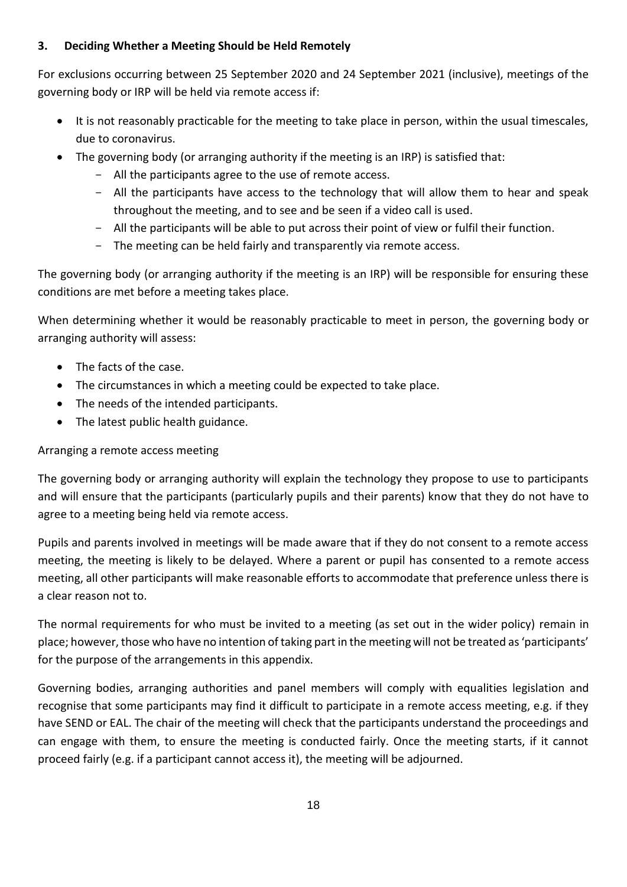## 3. Deciding Whether a Meeting Should be Held Remotely

For exclusions occurring between 25 September 2020 and 24 September 2021 (inclusive), meetings of the governing body or IRP will be held via remote access if:

- It is not reasonably practicable for the meeting to take place in person, within the usual timescales, due to coronavirus.
- The governing body (or arranging authority if the meeting is an IRP) is satisfied that:
  - All the participants agree to the use of remote access.
  - All the participants have access to the technology that will allow them to hear and speak throughout the meeting, and to see and be seen if a video call is used.
  - All the participants will be able to put across their point of view or fulfil their function.
  - The meeting can be held fairly and transparently via remote access.

The governing body (or arranging authority if the meeting is an IRP) will be responsible for ensuring these conditions are met before a meeting takes place.

When determining whether it would be reasonably practicable to meet in person, the governing body or arranging authority will assess:

- The facts of the case.
- The circumstances in which a meeting could be expected to take place.
- The needs of the intended participants.
- The latest public health guidance.

Arranging a remote access meeting

The governing body or arranging authority will explain the technology they propose to use to participants and will ensure that the participants (particularly pupils and their parents) know that they do not have to agree to a meeting being held via remote access.

Pupils and parents involved in meetings will be made aware that if they do not consent to a remote access meeting, the meeting is likely to be delayed. Where a parent or pupil has consented to a remote access meeting, all other participants will make reasonable efforts to accommodate that preference unless there is a clear reason not to.

The normal requirements for who must be invited to a meeting (as set out in the wider policy) remain in place; however, those who have no intention of taking part in the meeting will not be treated as 'participants' for the purpose of the arrangements in this appendix.

Governing bodies, arranging authorities and panel members will comply with equalities legislation and recognise that some participants may find it difficult to participate in a remote access meeting, e.g. if they have SEND or EAL. The chair of the meeting will check that the participants understand the proceedings and can engage with them, to ensure the meeting is conducted fairly. Once the meeting starts, if it cannot proceed fairly (e.g. if a participant cannot access it), the meeting will be adjourned.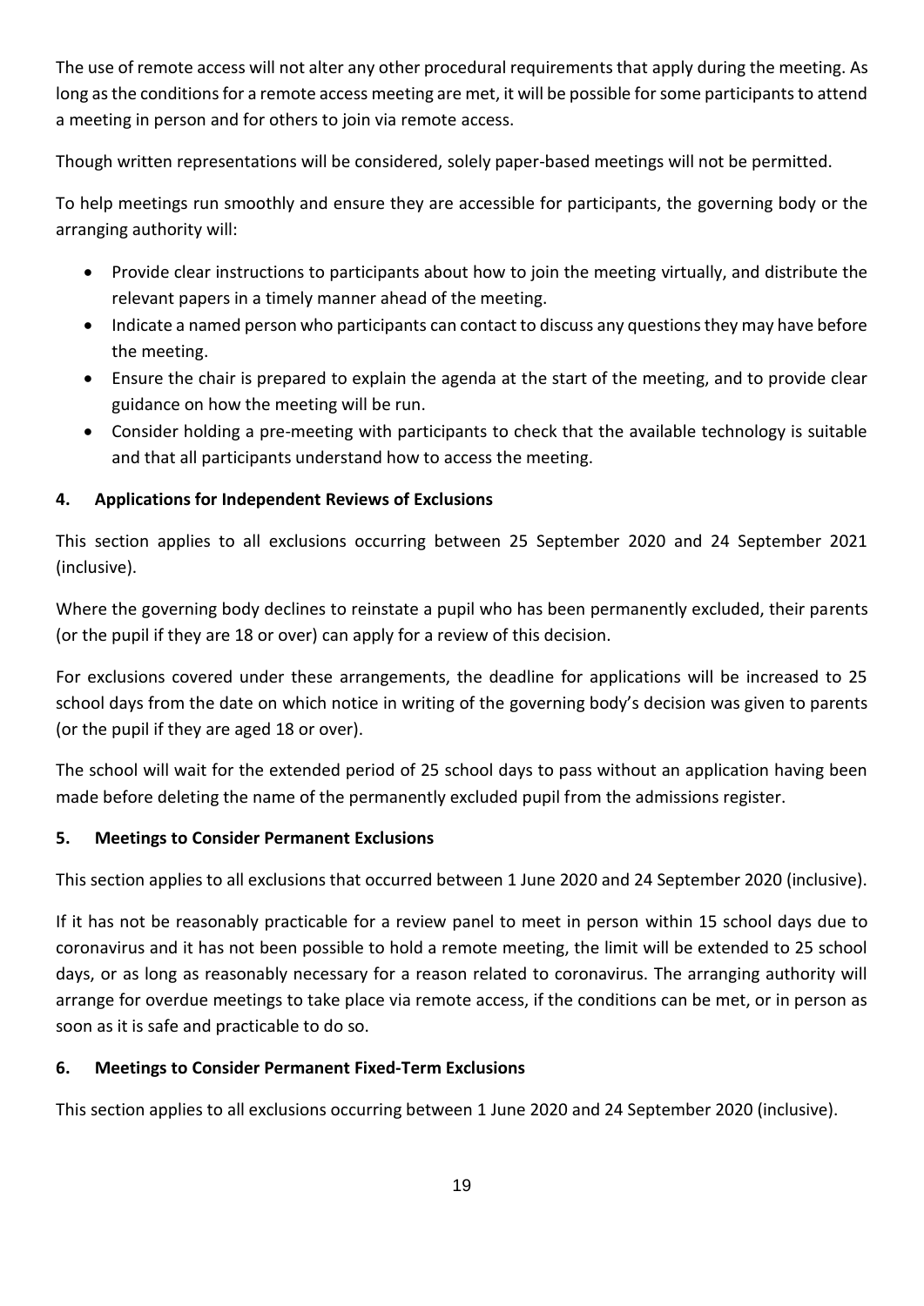The use of remote access will not alter any other procedural requirements that apply during the meeting. As long as the conditions for a remote access meeting are met, it will be possible for some participants to attend a meeting in person and for others to join via remote access.

Though written representations will be considered, solely paper-based meetings will not be permitted.

To help meetings run smoothly and ensure they are accessible for participants, the governing body or the arranging authority will:

- Provide clear instructions to participants about how to join the meeting virtually, and distribute the relevant papers in a timely manner ahead of the meeting.
- Indicate a named person who participants can contact to discuss any questions they may have before the meeting.
- Ensure the chair is prepared to explain the agenda at the start of the meeting, and to provide clear guidance on how the meeting will be run.
- Consider holding a pre-meeting with participants to check that the available technology is suitable and that all participants understand how to access the meeting.

## 4. Applications for Independent Reviews of Exclusions

This section applies to all exclusions occurring between 25 September 2020 and 24 September 2021 (inclusive).

Where the governing body declines to reinstate a pupil who has been permanently excluded, their parents (or the pupil if they are 18 or over) can apply for a review of this decision.

For exclusions covered under these arrangements, the deadline for applications will be increased to 25 school days from the date on which notice in writing of the governing body's decision was given to parents (or the pupil if they are aged 18 or over).

The school will wait for the extended period of 25 school days to pass without an application having been made before deleting the name of the permanently excluded pupil from the admissions register.

## 5. Meetings to Consider Permanent Exclusions

This section applies to all exclusions that occurred between 1 June 2020 and 24 September 2020 (inclusive).

If it has not be reasonably practicable for a review panel to meet in person within 15 school days due to coronavirus and it has not been possible to hold a remote meeting, the limit will be extended to 25 school days, or as long as reasonably necessary for a reason related to coronavirus. The arranging authority will arrange for overdue meetings to take place via remote access, if the conditions can be met, or in person as soon as it is safe and practicable to do so.

## 6. Meetings to Consider Permanent Fixed-Term Exclusions

This section applies to all exclusions occurring between 1 June 2020 and 24 September 2020 (inclusive).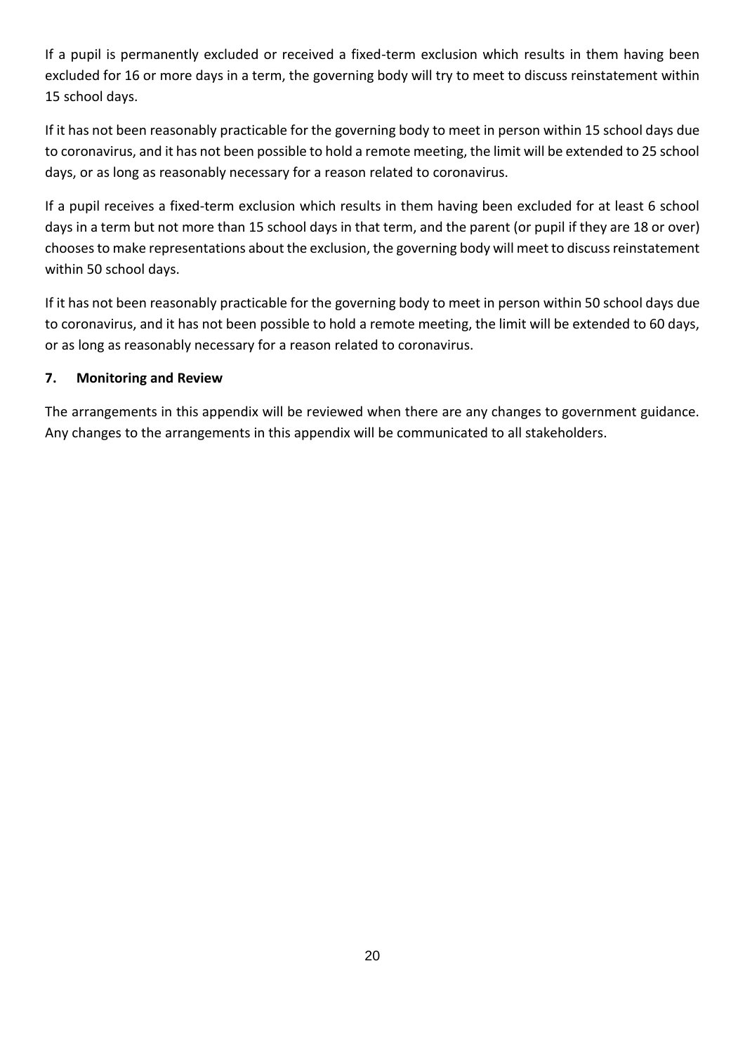If a pupil is permanently excluded or received a fixed-term exclusion which results in them having been excluded for 16 or more days in a term, the governing body will try to meet to discuss reinstatement within 15 school days.

If it has not been reasonably practicable for the governing body to meet in person within 15 school days due to coronavirus, and it has not been possible to hold a remote meeting, the limit will be extended to 25 school days, or as long as reasonably necessary for a reason related to coronavirus.

If a pupil receives a fixed-term exclusion which results in them having been excluded for at least 6 school days in a term but not more than 15 school days in that term, and the parent (or pupil if they are 18 or over) chooses to make representations about the exclusion, the governing body will meet to discuss reinstatement within 50 school days.

If it has not been reasonably practicable for the governing body to meet in person within 50 school days due to coronavirus, and it has not been possible to hold a remote meeting, the limit will be extended to 60 days, or as long as reasonably necessary for a reason related to coronavirus.

## 7. Monitoring and Review

The arrangements in this appendix will be reviewed when there are any changes to government guidance. Any changes to the arrangements in this appendix will be communicated to all stakeholders.